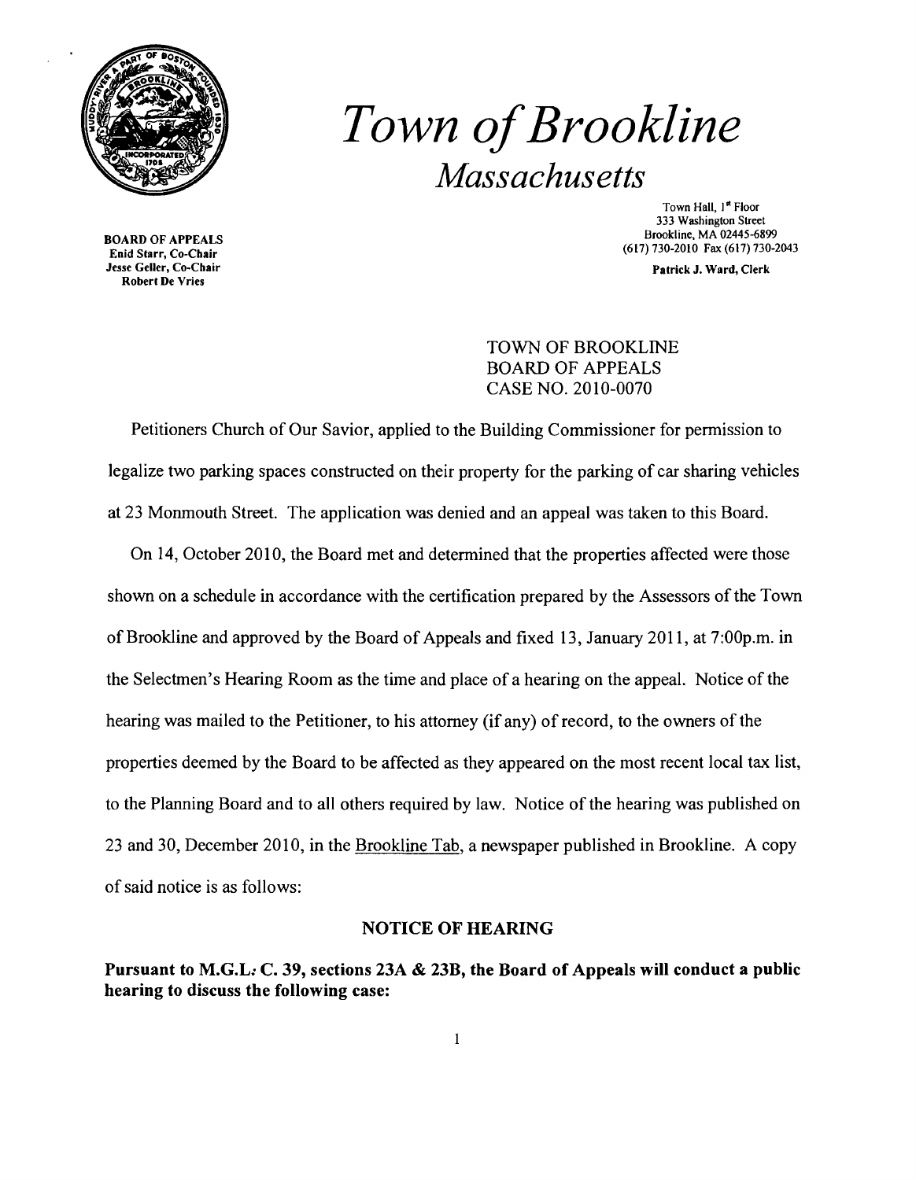# *Town of Brookline*

## *Massachusetts*

**BOARD OF APPEALS**
**Enid Starr, Co-Chair**
**Jesse Geller, Co-Chair**
**Robert De Vries**

Town Hall, 1st Floor
333 Washington Street
Brookline, MA 02445-6899
(617) 730-2010 Fax (617) 730-2043

**Patrick J. Ward, Clerk**

TOWN OF BROOKLINE
BOARD OF APPEALS
CASE NO. 2010-0070

Petitioners Church of Our Savior, applied to the Building Commissioner for permission to legalize two parking spaces constructed on their property for the parking of car sharing vehicles at 23 Monmouth Street. The application was denied and an appeal was taken to this Board.

On 14, October 2010, the Board met and determined that the properties affected were those shown on a schedule in accordance with the certification prepared by the Assessors of the Town of Brookline and approved by the Board of Appeals and fixed 13, January 2011, at 7:00p.m. in the Selectmen's Hearing Room as the time and place of a hearing on the appeal. Notice of the hearing was mailed to the Petitioner, to his attorney (if any) of record, to the owners of the properties deemed by the Board to be affected as they appeared on the most recent local tax list, to the Planning Board and to all others required by law. Notice of the hearing was published on 23 and 30, December 2010, in the Brookline Tab, a newspaper published in Brookline. A copy of said notice is as follows:

### NOTICE OF HEARING

**Pursuant to M.G.L. C. 39, sections 23A & 23B, the Board of Appeals will conduct a public hearing to discuss the following case:**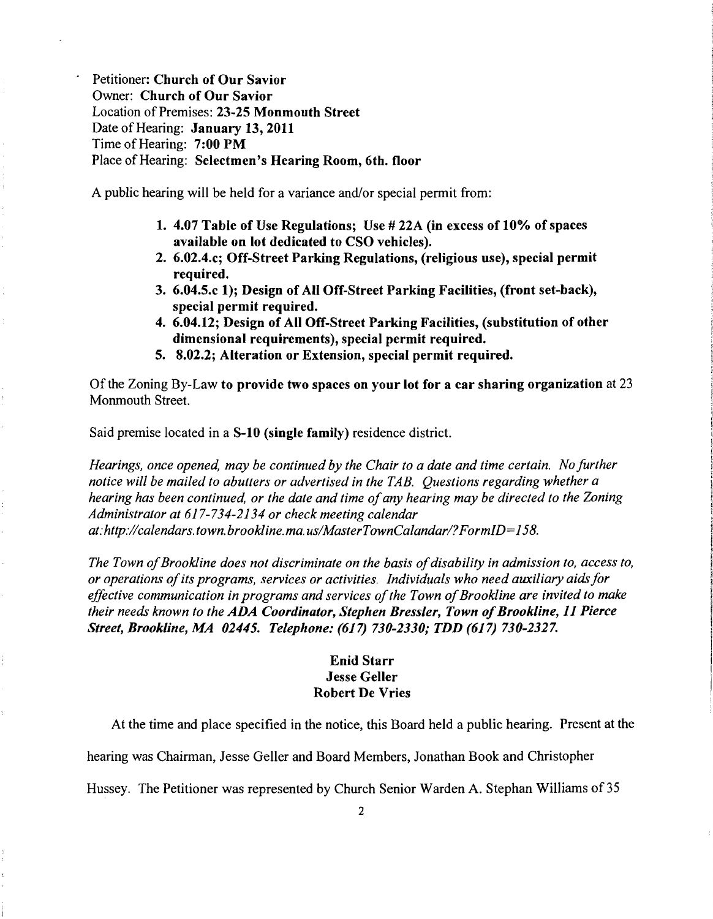Petitioner: **Church of Our Savior**
Owner: **Church of Our Savior**
Location of Premises: **23-25 Monmouth Street**
Date of Hearing: **January 13, 2011**
Time of Hearing: **7:00 PM**
Place of Hearing: **Selectmen's Hearing Room, 6th. floor**

A public hearing will be held for a variance and/or special permit from:

1. **4.07 Table of Use Regulations; Use # 22A (in excess of 10% of spaces available on lot dedicated to CSO vehicles).**
2. **6.02.4.c; Off-Street Parking Regulations, (religious use), special permit required.**
3. **6.04.5.c 1); Design of All Off-Street Parking Facilities, (front set-back), special permit required.**
4. **6.04.12; Design of All Off-Street Parking Facilities, (substitution of other dimensional requirements), special permit required.**
5. **8.02.2; Alteration or Extension, special permit required.**

Of the Zoning By-Law **to provide two spaces on your lot for a car sharing organization** at 23 Monmouth Street.

Said premise located in a **S-10 (single family)** residence district.

*Hearings, once opened, may be continued by the Chair to a date and time certain. No further notice will be mailed to abutters or advertised in the TAB. Questions regarding whether a hearing has been continued, or the date and time of any hearing may be directed to the Zoning Administrator at 617-734-2134 or check meeting calendar at:http://calendars.town.brookline.ma.us/MasterTownCalandar/?FormID=158.*

*The Town of Brookline does not discriminate on the basis of disability in admission to, access to, or operations of its programs, services or activities. Individuals who need auxiliary aids for effective communication in programs and services of the Town of Brookline are invited to make their needs known to the* ***ADA Coordinator, Stephen Bressler, Town of Brookline, 11 Pierce Street, Brookline, MA 02445. Telephone: (617) 730-2330; TDD (617) 730-2327.***

**Enid Starr**
**Jesse Geller**
**Robert De Vries**

At the time and place specified in the notice, this Board held a public hearing. Present at the hearing was Chairman, Jesse Geller and Board Members, Jonathan Book and Christopher Hussey. The Petitioner was represented by Church Senior Warden A. Stephan Williams of 35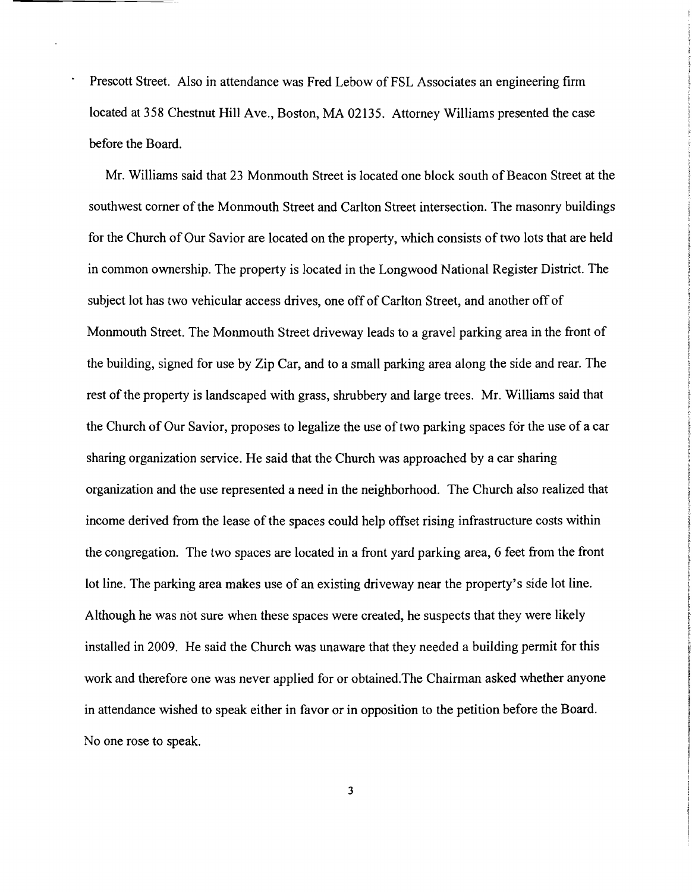Prescott Street. Also in attendance was Fred Lebow of FSL Associates an engineering firm located at 358 Chestnut Hill Ave., Boston, MA 02135. Attorney Williams presented the case before the Board.

Mr. Williams said that 23 Monmouth Street is located one block south of Beacon Street at the southwest corner of the Monmouth Street and Carlton Street intersection. The masonry buildings for the Church of Our Savior are located on the property, which consists of two lots that are held in common ownership. The property is located in the Longwood National Register District. The subject lot has two vehicular access drives, one off of Carlton Street, and another off of Monmouth Street. The Monmouth Street driveway leads to a gravel parking area in the front of the building, signed for use by Zip Car, and to a small parking area along the side and rear. The rest of the property is landscaped with grass, shrubbery and large trees. Mr. Williams said that the Church of Our Savior, proposes to legalize the use of two parking spaces for the use of a car sharing organization service. He said that the Church was approached by a car sharing organization and the use represented a need in the neighborhood. The Church also realized that income derived from the lease of the spaces could help offset rising infrastructure costs within the congregation. The two spaces are located in a front yard parking area, 6 feet from the front lot line. The parking area makes use of an existing driveway near the property's side lot line. Although he was not sure when these spaces were created, he suspects that they were likely installed in 2009. He said the Church was unaware that they needed a building permit for this work and therefore one was never applied for or obtained.The Chairman asked whether anyone in attendance wished to speak either in favor or in opposition to the petition before the Board. No one rose to speak.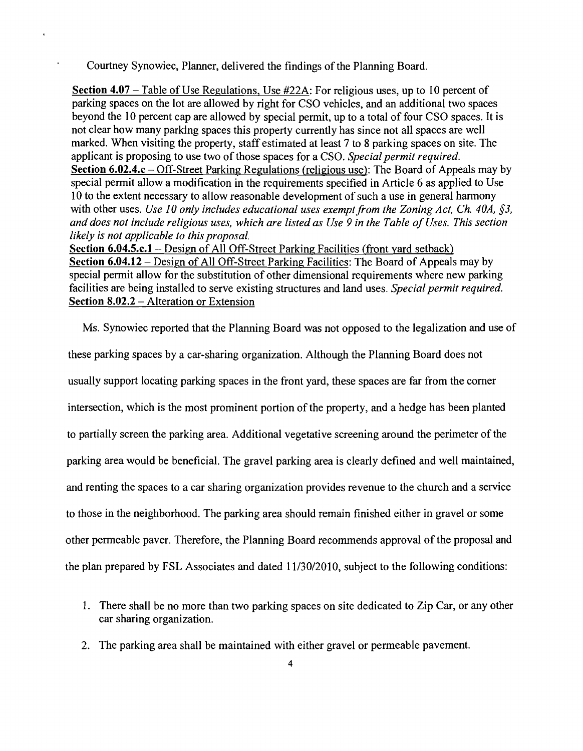Courtney Synowiec, Planner, delivered the findings of the Planning Board.

<u>**Section 4.07** – Table of Use Regulations, Use #22A</u>: For religious uses, up to 10 percent of parking spaces on the lot are allowed by right for CSO vehicles, and an additional two spaces beyond the 10 percent cap are allowed by special permit, up to a total of four CSO spaces. It is not clear how many parking spaces this property currently has since not all spaces are well marked. When visiting the property, staff estimated at least 7 to 8 parking spaces on site. The applicant is proposing to use two of those spaces for a CSO. *Special permit required.*

<u>**Section 6.02.4.c** – Off-Street Parking Regulations (religious use)</u>: The Board of Appeals may by special permit allow a modification in the requirements specified in Article 6 as applied to Use 10 to the extent necessary to allow reasonable development of such a use in general harmony with other uses. *Use 10 only includes educational uses exempt from the Zoning Act, Ch. 40A, §3, and does not include religious uses, which are listed as Use 9 in the Table of Uses. This section likely is not applicable to this proposal.*

<u>**Section 6.04.5.c.1** – Design of All Off-Street Parking Facilities (front yard setback)</u>

<u>**Section 6.04.12** – Design of All Off-Street Parking Facilities</u>: The Board of Appeals may by special permit allow for the substitution of other dimensional requirements where new parking facilities are being installed to serve existing structures and land uses. *Special permit required.*

<u>**Section 8.02.2** – Alteration or Extension</u>

Ms. Synowiec reported that the Planning Board was not opposed to the legalization and use of these parking spaces by a car-sharing organization. Although the Planning Board does not usually support locating parking spaces in the front yard, these spaces are far from the corner intersection, which is the most prominent portion of the property, and a hedge has been planted to partially screen the parking area. Additional vegetative screening around the perimeter of the parking area would be beneficial. The gravel parking area is clearly defined and well maintained, and renting the spaces to a car sharing organization provides revenue to the church and a service to those in the neighborhood. The parking area should remain finished either in gravel or some other permeable paver. Therefore, the Planning Board recommends approval of the proposal and the plan prepared by FSL Associates and dated 11/30/2010, subject to the following conditions:

1. There shall be no more than two parking spaces on site dedicated to Zip Car, or any other car sharing organization.
2. The parking area shall be maintained with either gravel or permeable pavement.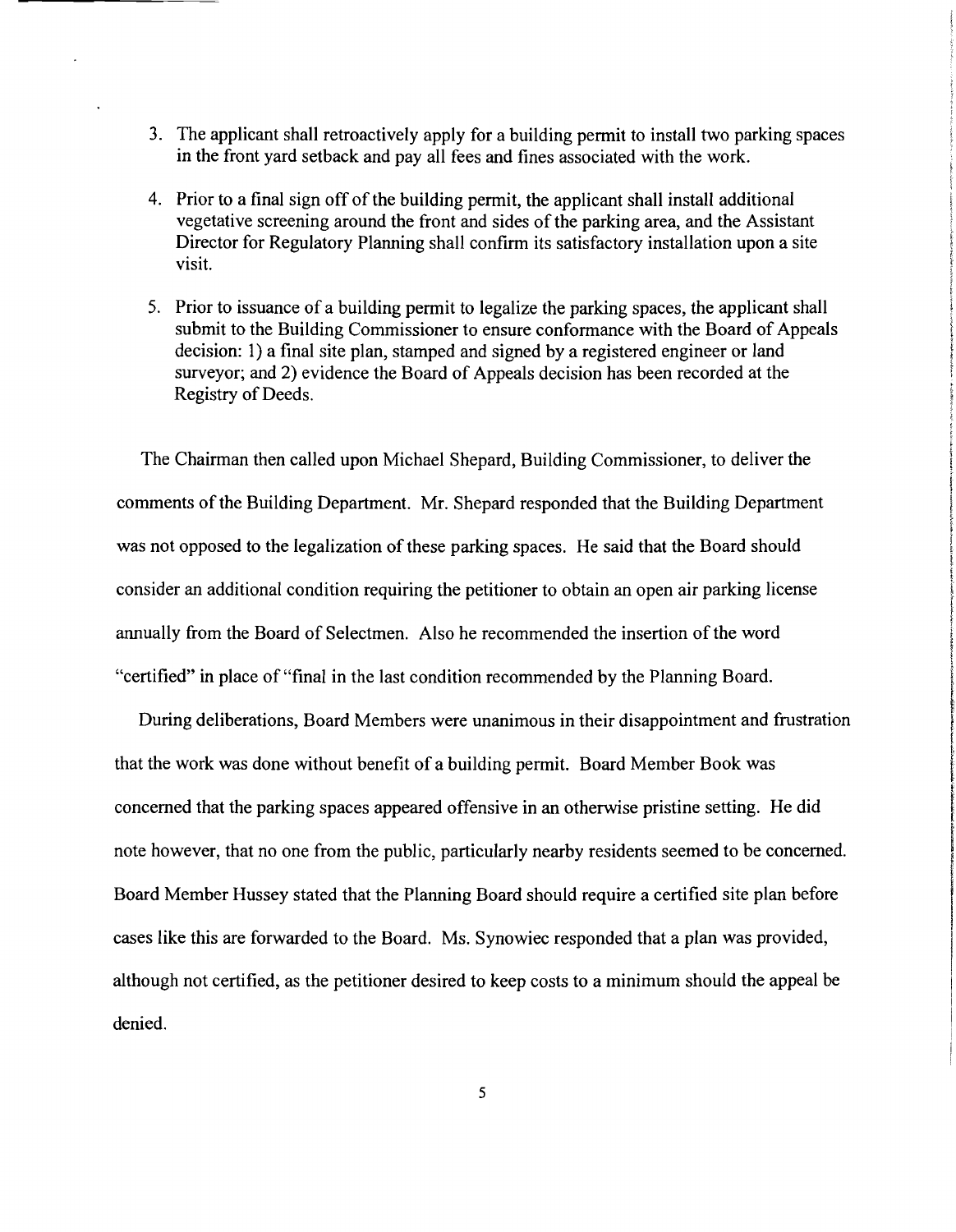3. The applicant shall retroactively apply for a building permit to install two parking spaces in the front yard setback and pay all fees and fines associated with the work.
4. Prior to a final sign off of the building permit, the applicant shall install additional vegetative screening around the front and sides of the parking area, and the Assistant Director for Regulatory Planning shall confirm its satisfactory installation upon a site visit.
5. Prior to issuance of a building permit to legalize the parking spaces, the applicant shall submit to the Building Commissioner to ensure conformance with the Board of Appeals decision: 1) a final site plan, stamped and signed by a registered engineer or land surveyor; and 2) evidence the Board of Appeals decision has been recorded at the Registry of Deeds.

The Chairman then called upon Michael Shepard, Building Commissioner, to deliver the comments of the Building Department. Mr. Shepard responded that the Building Department was not opposed to the legalization of these parking spaces. He said that the Board should consider an additional condition requiring the petitioner to obtain an open air parking license annually from the Board of Selectmen. Also he recommended the insertion of the word "certified" in place of "final in the last condition recommended by the Planning Board.

During deliberations, Board Members were unanimous in their disappointment and frustration that the work was done without benefit of a building permit. Board Member Book was concerned that the parking spaces appeared offensive in an otherwise pristine setting. He did note however, that no one from the public, particularly nearby residents seemed to be concerned. Board Member Hussey stated that the Planning Board should require a certified site plan before cases like this are forwarded to the Board. Ms. Synowiec responded that a plan was provided, although not certified, as the petitioner desired to keep costs to a minimum should the appeal be denied.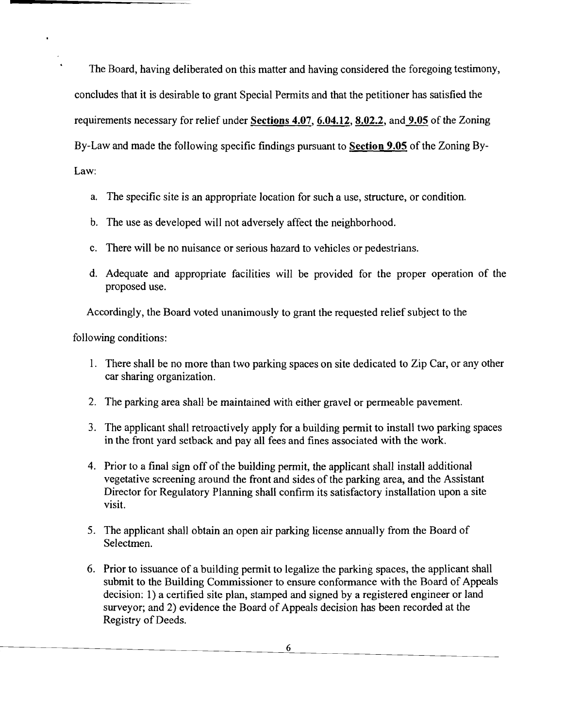The Board, having deliberated on this matter and having considered the foregoing testimony, concludes that it is desirable to grant Special Permits and that the petitioner has satisfied the requirements necessary for relief under **Sections 4.07**, **6.04.12**, **8.02.2**, and **9.05** of the Zoning By-Law and made the following specific findings pursuant to **Section 9.05** of the Zoning By-Law:

a. The specific site is an appropriate location for such a use, structure, or condition.

b. The use as developed will not adversely affect the neighborhood.

c. There will be no nuisance or serious hazard to vehicles or pedestrians.

d. Adequate and appropriate facilities will be provided for the proper operation of the proposed use.

Accordingly, the Board voted unanimously to grant the requested relief subject to the following conditions:

1. There shall be no more than two parking spaces on site dedicated to Zip Car, or any other car sharing organization.

2. The parking area shall be maintained with either gravel or permeable pavement.

3. The applicant shall retroactively apply for a building permit to install two parking spaces in the front yard setback and pay all fees and fines associated with the work.

4. Prior to a final sign off of the building permit, the applicant shall install additional vegetative screening around the front and sides of the parking area, and the Assistant Director for Regulatory Planning shall confirm its satisfactory installation upon a site visit.

5. The applicant shall obtain an open air parking license annually from the Board of Selectmen.

6. Prior to issuance of a building permit to legalize the parking spaces, the applicant shall submit to the Building Commissioner to ensure conformance with the Board of Appeals decision: 1) a certified site plan, stamped and signed by a registered engineer or land surveyor; and 2) evidence the Board of Appeals decision has been recorded at the Registry of Deeds.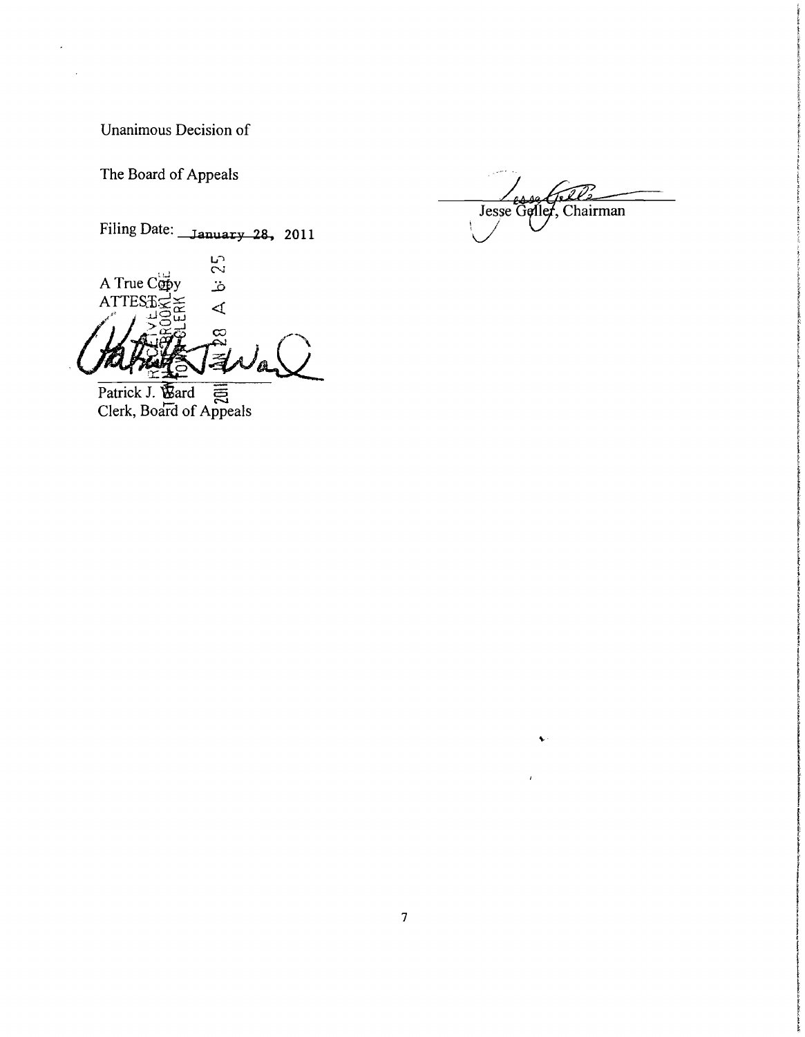Unanimous Decision of

The Board of Appeals

Filing Date: January 28, 2011

Jesse Geller, Chairman

A True Copy
ATTEST:

RECEIVED
TOWN OF BROOKLINE
TOWN CLERK
2011 JAN 28 A 6:25

Patrick J. Ward
Clerk, Board of Appeals